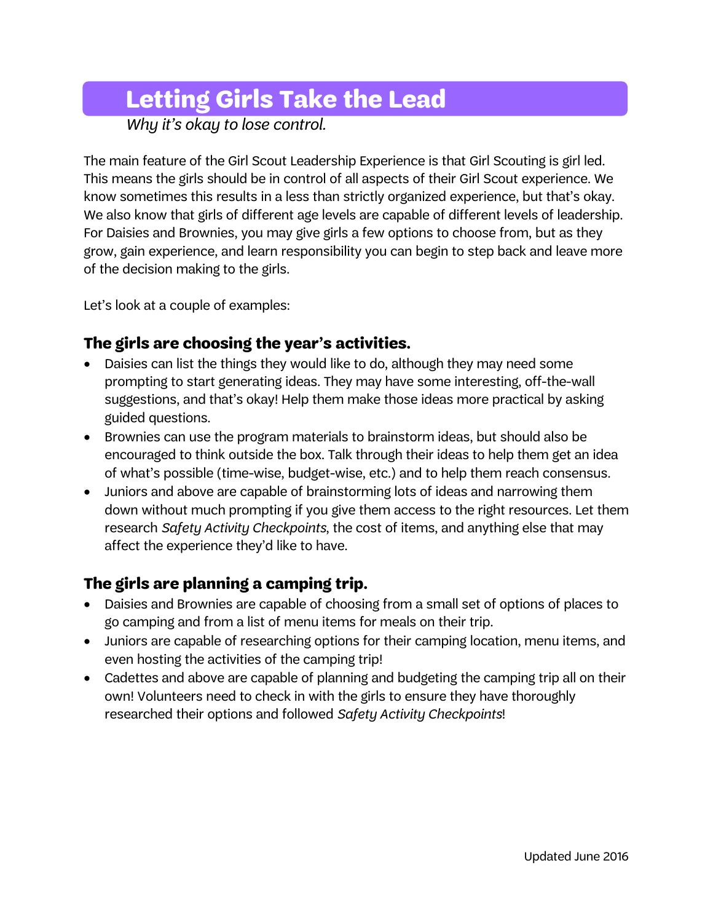# Letting Girls Take the Lead

*Why it's okay to lose control.*

The main feature of the Girl Scout Leadership Experience is that Girl Scouting is girl led. This means the girls should be in control of all aspects of their Girl Scout experience. We know sometimes this results in a less than strictly organized experience, but that's okay. We also know that girls of different age levels are capable of different levels of leadership. For Daisies and Brownies, you may give girls a few options to choose from, but as they grow, gain experience, and learn responsibility you can begin to step back and leave more of the decision making to the girls.

Let's look at a couple of examples:

## The girls are choosing the year's activities.

- Daisies can list the things they would like to do, although they may need some prompting to start generating ideas. They may have some interesting, off-the-wall suggestions, and that's okay! Help them make those ideas more practical by asking guided questions.
- Brownies can use the program materials to brainstorm ideas, but should also be encouraged to think outside the box. Talk through their ideas to help them get an idea of what's possible (time-wise, budget-wise, etc.) and to help them reach consensus.
- Juniors and above are capable of brainstorming lots of ideas and narrowing them down without much prompting if you give them access to the right resources. Let them research *Safety Activity Checkpoints*, the cost of items, and anything else that may affect the experience they'd like to have.

## The girls are planning a camping trip.

- Daisies and Brownies are capable of choosing from a small set of options of places to go camping and from a list of menu items for meals on their trip.
- Juniors are capable of researching options for their camping location, menu items, and even hosting the activities of the camping trip!
- Cadettes and above are capable of planning and budgeting the camping trip all on their own! Volunteers need to check in with the girls to ensure they have thoroughly researched their options and followed *Safety Activity Checkpoints*!

Updated June 2016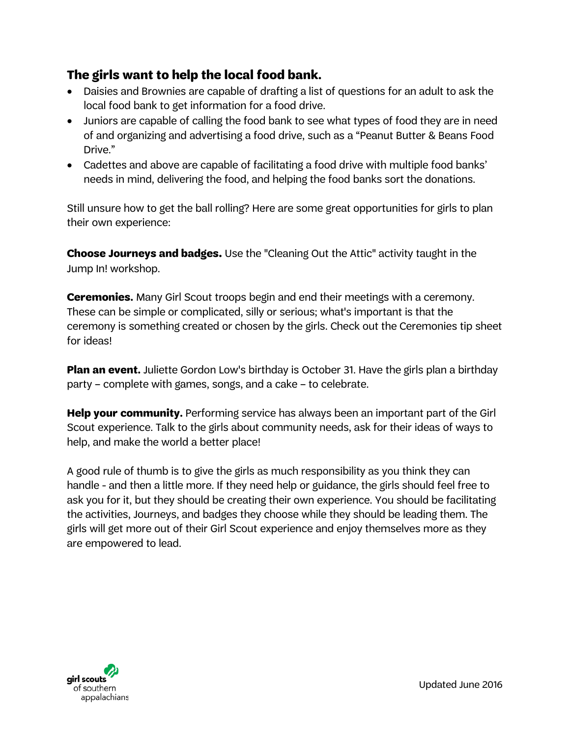### The girls want to help the local food bank.

- Daisies and Brownies are capable of drafting a list of questions for an adult to ask the local food bank to get information for a food drive.
- Juniors are capable of calling the food bank to see what types of food they are in need of and organizing and advertising a food drive, such as a "Peanut Butter & Beans Food Drive."
- Cadettes and above are capable of facilitating a food drive with multiple food banks' needs in mind, delivering the food, and helping the food banks sort the donations.

Still unsure how to get the ball rolling? Here are some great opportunities for girls to plan their own experience:

**Choose Journeys and badges.** Use the "Cleaning Out the Attic" activity taught in the Jump In! workshop.

**Ceremonies.** Many Girl Scout troops begin and end their meetings with a ceremony. These can be simple or complicated, silly or serious; what's important is that the ceremony is something created or chosen by the girls. Check out the Ceremonies tip sheet for ideas!

**Plan an event.** Juliette Gordon Low's birthday is October 31. Have the girls plan a birthday party – complete with games, songs, and a cake – to celebrate.

**Help your community.** Performing service has always been an important part of the Girl Scout experience. Talk to the girls about community needs, ask for their ideas of ways to help, and make the world a better place!

A good rule of thumb is to give the girls as much responsibility as you think they can handle - and then a little more. If they need help or guidance, the girls should feel free to ask you for it, but they should be creating their own experience. You should be facilitating the activities, Journeys, and badges they choose while they should be leading them. The girls will get more out of their Girl Scout experience and enjoy themselves more as they are empowered to lead.

girl scouts of southern appalachians

Updated June 2016